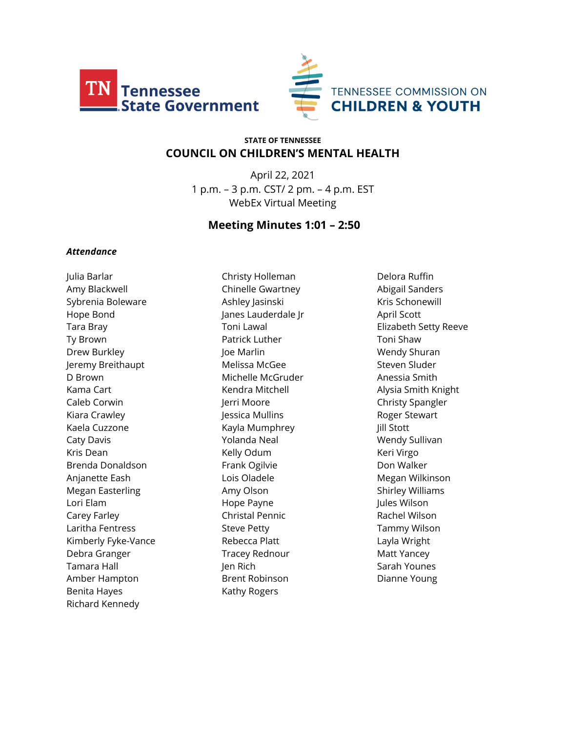Tennessee State Government

TENNESSEE COMMISSION ON CHILDREN & YOUTH

**STATE OF TENNESSEE**

## COUNCIL ON CHILDREN'S MENTAL HEALTH

April 22, 2021
1 p.m. – 3 p.m. CST/ 2 pm. – 4 p.m. EST
WebEx Virtual Meeting

### Meeting Minutes 1:01 – 2:50

***Attendance***

Julia Barlar
Amy Blackwell
Sybrenia Boleware
Hope Bond
Tara Bray
Ty Brown
Drew Burkley
Jeremy Breithaupt
D Brown
Kama Cart
Caleb Corwin
Kiara Crawley
Kaela Cuzzone
Caty Davis
Kris Dean
Brenda Donaldson
Anjanette Eash
Megan Easterling
Lori Elam
Carey Farley
Laritha Fentress
Kimberly Fyke-Vance
Debra Granger
Tamara Hall
Amber Hampton
Benita Hayes
Richard Kennedy
Christy Holleman
Chinelle Gwartney
Ashley Jasinski
Janes Lauderdale Jr
Toni Lawal
Patrick Luther
Joe Marlin
Melissa McGee
Michelle McGruder
Kendra Mitchell
Jerri Moore
Jessica Mullins
Kayla Mumphrey
Yolanda Neal
Kelly Odum
Frank Ogilvie
Lois Oladele
Amy Olson
Hope Payne
Christal Pennic
Steve Petty
Rebecca Platt
Tracey Rednour
Jen Rich
Brent Robinson
Kathy Rogers
Delora Ruffin
Abigail Sanders
Kris Schonewill
April Scott
Elizabeth Setty Reeve
Toni Shaw
Wendy Shuran
Steven Sluder
Anessia Smith
Alysia Smith Knight
Christy Spangler
Roger Stewart
Jill Stott
Wendy Sullivan
Keri Virgo
Don Walker
Megan Wilkinson
Shirley Williams
Jules Wilson
Rachel Wilson
Tammy Wilson
Layla Wright
Matt Yancey
Sarah Younes
Dianne Young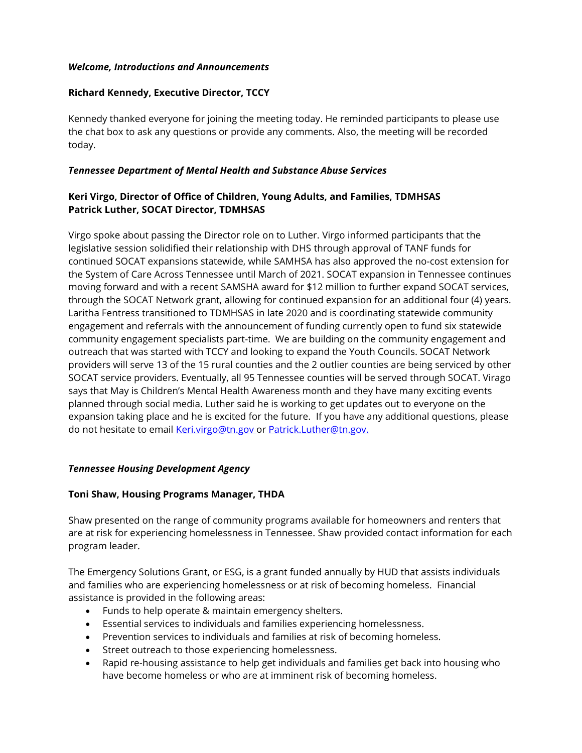***Welcome, Introductions and Announcements***

**Richard Kennedy, Executive Director, TCCY**

Kennedy thanked everyone for joining the meeting today. He reminded participants to please use the chat box to ask any questions or provide any comments. Also, the meeting will be recorded today.

***Tennessee Department of Mental Health and Substance Abuse Services***

**Keri Virgo, Director of Office of Children, Young Adults, and Families, TDMHSAS**
**Patrick Luther, SOCAT Director, TDMHSAS**

Virgo spoke about passing the Director role on to Luther. Virgo informed participants that the legislative session solidified their relationship with DHS through approval of TANF funds for continued SOCAT expansions statewide, while SAMHSA has also approved the no-cost extension for the System of Care Across Tennessee until March of 2021. SOCAT expansion in Tennessee continues moving forward and with a recent SAMSHA award for $12 million to further expand SOCAT services, through the SOCAT Network grant, allowing for continued expansion for an additional four (4) years. Laritha Fentress transitioned to TDMHSAS in late 2020 and is coordinating statewide community engagement and referrals with the announcement of funding currently open to fund six statewide community engagement specialists part-time. We are building on the community engagement and outreach that was started with TCCY and looking to expand the Youth Councils. SOCAT Network providers will serve 13 of the 15 rural counties and the 2 outlier counties are being serviced by other SOCAT service providers. Eventually, all 95 Tennessee counties will be served through SOCAT. Virago says that May is Children's Mental Health Awareness month and they have many exciting events planned through social media. Luther said he is working to get updates out to everyone on the expansion taking place and he is excited for the future. If you have any additional questions, please do not hesitate to email Keri.virgo@tn.gov or Patrick.Luther@tn.gov.

***Tennessee Housing Development Agency***

**Toni Shaw, Housing Programs Manager, THDA**

Shaw presented on the range of community programs available for homeowners and renters that are at risk for experiencing homelessness in Tennessee. Shaw provided contact information for each program leader.

The Emergency Solutions Grant, or ESG, is a grant funded annually by HUD that assists individuals and families who are experiencing homelessness or at risk of becoming homeless. Financial assistance is provided in the following areas:

- Funds to help operate & maintain emergency shelters.
- Essential services to individuals and families experiencing homelessness.
- Prevention services to individuals and families at risk of becoming homeless.
- Street outreach to those experiencing homelessness.
- Rapid re-housing assistance to help get individuals and families get back into housing who have become homeless or who are at imminent risk of becoming homeless.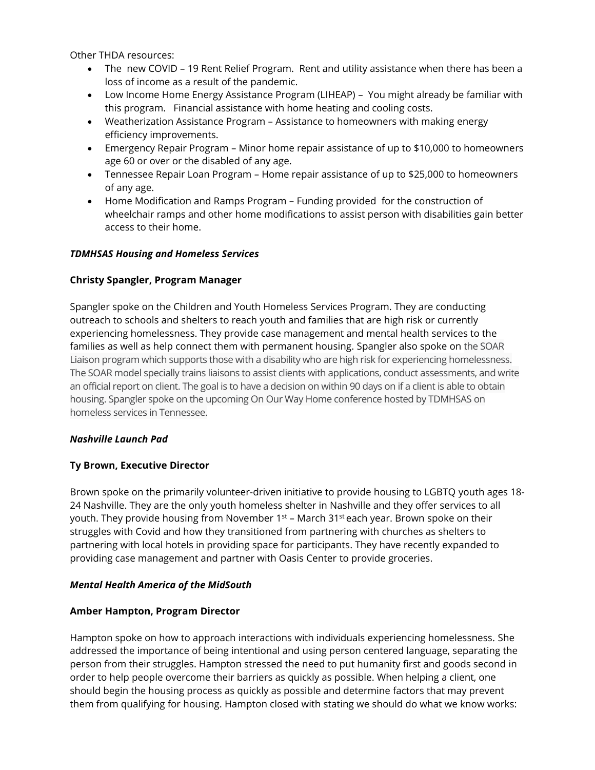Other THDA resources:

- The new COVID – 19 Rent Relief Program. Rent and utility assistance when there has been a loss of income as a result of the pandemic.
- Low Income Home Energy Assistance Program (LIHEAP) – You might already be familiar with this program. Financial assistance with home heating and cooling costs.
- Weatherization Assistance Program – Assistance to homeowners with making energy efficiency improvements.
- Emergency Repair Program – Minor home repair assistance of up to $10,000 to homeowners age 60 or over or the disabled of any age.
- Tennessee Repair Loan Program – Home repair assistance of up to $25,000 to homeowners of any age.
- Home Modification and Ramps Program – Funding provided for the construction of wheelchair ramps and other home modifications to assist person with disabilities gain better access to their home.

***TDMHSAS Housing and Homeless Services***

**Christy Spangler, Program Manager**

Spangler spoke on the Children and Youth Homeless Services Program. They are conducting outreach to schools and shelters to reach youth and families that are high risk or currently experiencing homelessness. They provide case management and mental health services to the families as well as help connect them with permanent housing. Spangler also spoke on the SOAR Liaison program which supports those with a disability who are high risk for experiencing homelessness. The SOAR model specially trains liaisons to assist clients with applications, conduct assessments, and write an official report on client. The goal is to have a decision on within 90 days on if a client is able to obtain housing. Spangler spoke on the upcoming On Our Way Home conference hosted by TDMHSAS on homeless services in Tennessee.

***Nashville Launch Pad***

**Ty Brown, Executive Director**

Brown spoke on the primarily volunteer-driven initiative to provide housing to LGBTQ youth ages 18-24 Nashville. They are the only youth homeless shelter in Nashville and they offer services to all youth. They provide housing from November 1st – March 31st each year. Brown spoke on their struggles with Covid and how they transitioned from partnering with churches as shelters to partnering with local hotels in providing space for participants. They have recently expanded to providing case management and partner with Oasis Center to provide groceries.

***Mental Health America of the MidSouth***

**Amber Hampton, Program Director**

Hampton spoke on how to approach interactions with individuals experiencing homelessness. She addressed the importance of being intentional and using person centered language, separating the person from their struggles. Hampton stressed the need to put humanity first and goods second in order to help people overcome their barriers as quickly as possible. When helping a client, one should begin the housing process as quickly as possible and determine factors that may prevent them from qualifying for housing. Hampton closed with stating we should do what we know works: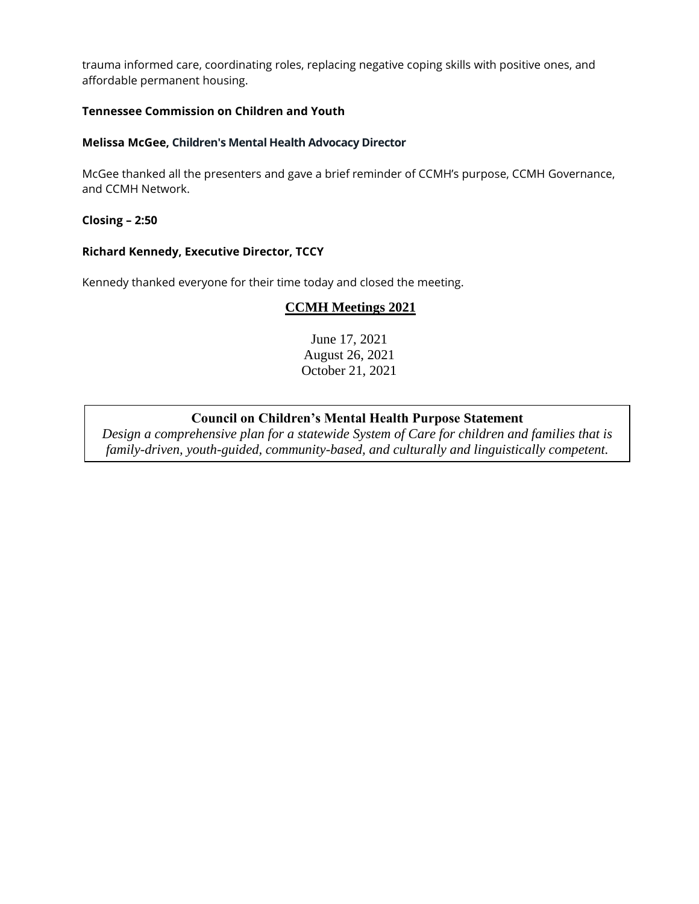trauma informed care, coordinating roles, replacing negative coping skills with positive ones, and affordable permanent housing.

**Tennessee Commission on Children and Youth**

**Melissa McGee, Children's Mental Health Advocacy Director**

McGee thanked all the presenters and gave a brief reminder of CCMH's purpose, CCMH Governance, and CCMH Network.

**Closing – 2:50**

**Richard Kennedy, Executive Director, TCCY**

Kennedy thanked everyone for their time today and closed the meeting.

## CCMH Meetings 2021

June 17, 2021
August 26, 2021
October 21, 2021

**Council on Children's Mental Health Purpose Statement**

*Design a comprehensive plan for a statewide System of Care for children and families that is family-driven, youth-guided, community-based, and culturally and linguistically competent.*